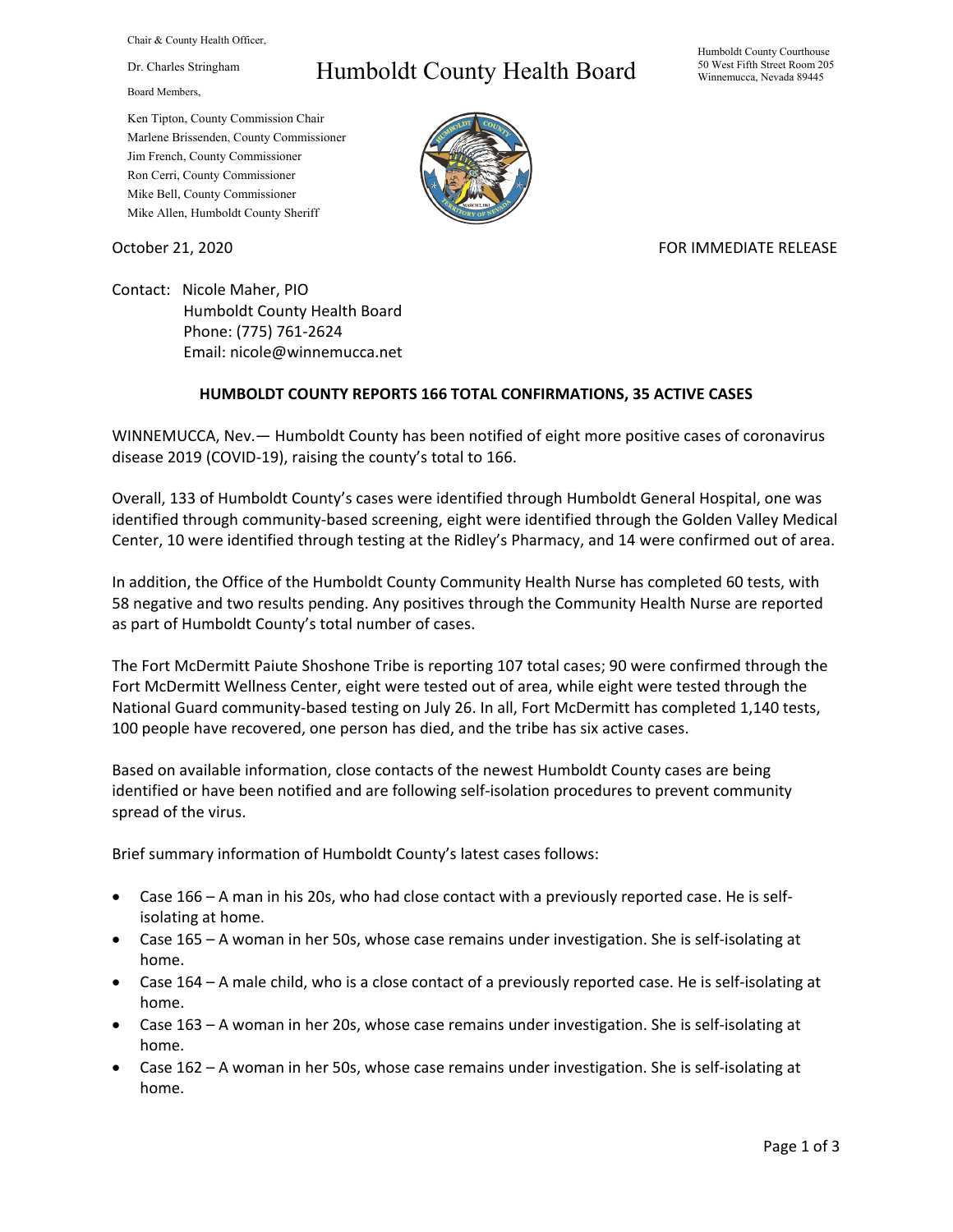Chair & County Health Officer,

Dr. Charles Stringham

Board Members,

Ken Tipton, County Commission Chair
Marlene Brissenden, County Commissioner
Jim French, County Commissioner
Ron Cerri, County Commissioner
Mike Bell, County Commissioner
Mike Allen, Humboldt County Sheriff

# Humboldt County Health Board

Humboldt County Courthouse
50 West Fifth Street Room 205
Winnemucca, Nevada 89445

October 21, 2020

FOR IMMEDIATE RELEASE

Contact: Nicole Maher, PIO
Humboldt County Health Board
Phone: (775) 761-2624
Email: nicole@winnemucca.net

**HUMBOLDT COUNTY REPORTS 166 TOTAL CONFIRMATIONS, 35 ACTIVE CASES**

WINNEMUCCA, Nev.— Humboldt County has been notified of eight more positive cases of coronavirus disease 2019 (COVID-19), raising the county's total to 166.

Overall, 133 of Humboldt County's cases were identified through Humboldt General Hospital, one was identified through community-based screening, eight were identified through the Golden Valley Medical Center, 10 were identified through testing at the Ridley's Pharmacy, and 14 were confirmed out of area.

In addition, the Office of the Humboldt County Community Health Nurse has completed 60 tests, with 58 negative and two results pending. Any positives through the Community Health Nurse are reported as part of Humboldt County's total number of cases.

The Fort McDermitt Paiute Shoshone Tribe is reporting 107 total cases; 90 were confirmed through the Fort McDermitt Wellness Center, eight were tested out of area, while eight were tested through the National Guard community-based testing on July 26. In all, Fort McDermitt has completed 1,140 tests, 100 people have recovered, one person has died, and the tribe has six active cases.

Based on available information, close contacts of the newest Humboldt County cases are being identified or have been notified and are following self-isolation procedures to prevent community spread of the virus.

Brief summary information of Humboldt County's latest cases follows:

- Case 166 – A man in his 20s, who had close contact with a previously reported case. He is self-isolating at home.
- Case 165 – A woman in her 50s, whose case remains under investigation. She is self-isolating at home.
- Case 164 – A male child, who is a close contact of a previously reported case. He is self-isolating at home.
- Case 163 – A woman in her 20s, whose case remains under investigation. She is self-isolating at home.
- Case 162 – A woman in her 50s, whose case remains under investigation. She is self-isolating at home.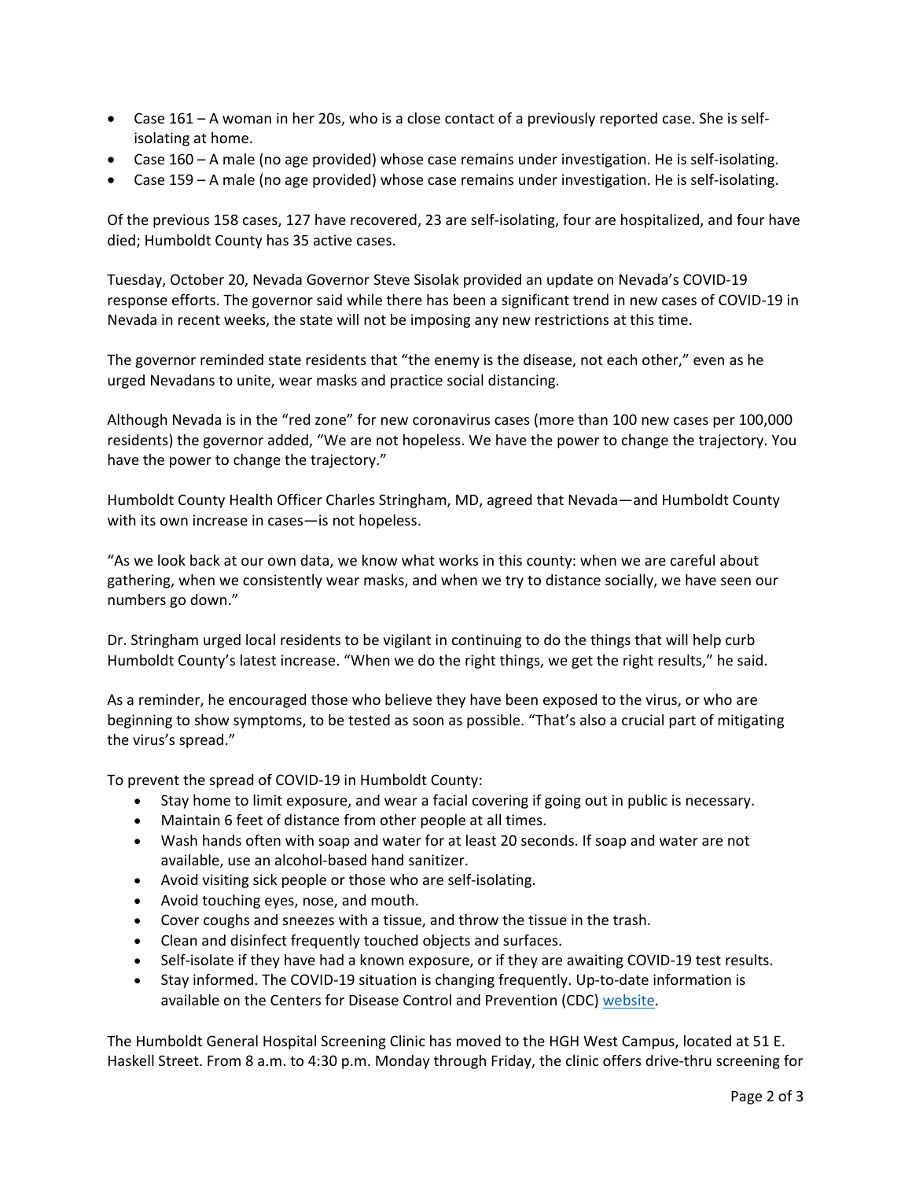- Case 161 – A woman in her 20s, who is a close contact of a previously reported case. She is self-isolating at home.
- Case 160 – A male (no age provided) whose case remains under investigation. He is self-isolating.
- Case 159 – A male (no age provided) whose case remains under investigation. He is self-isolating.

Of the previous 158 cases, 127 have recovered, 23 are self-isolating, four are hospitalized, and four have died; Humboldt County has 35 active cases.

Tuesday, October 20, Nevada Governor Steve Sisolak provided an update on Nevada's COVID-19 response efforts. The governor said while there has been a significant trend in new cases of COVID-19 in Nevada in recent weeks, the state will not be imposing any new restrictions at this time.

The governor reminded state residents that "the enemy is the disease, not each other," even as he urged Nevadans to unite, wear masks and practice social distancing.

Although Nevada is in the "red zone" for new coronavirus cases (more than 100 new cases per 100,000 residents) the governor added, "We are not hopeless. We have the power to change the trajectory. You have the power to change the trajectory."

Humboldt County Health Officer Charles Stringham, MD, agreed that Nevada—and Humboldt County with its own increase in cases—is not hopeless.

"As we look back at our own data, we know what works in this county: when we are careful about gathering, when we consistently wear masks, and when we try to distance socially, we have seen our numbers go down."

Dr. Stringham urged local residents to be vigilant in continuing to do the things that will help curb Humboldt County's latest increase. "When we do the right things, we get the right results," he said.

As a reminder, he encouraged those who believe they have been exposed to the virus, or who are beginning to show symptoms, to be tested as soon as possible. "That's also a crucial part of mitigating the virus's spread."

To prevent the spread of COVID-19 in Humboldt County:

- Stay home to limit exposure, and wear a facial covering if going out in public is necessary.
- Maintain 6 feet of distance from other people at all times.
- Wash hands often with soap and water for at least 20 seconds. If soap and water are not available, use an alcohol-based hand sanitizer.
- Avoid visiting sick people or those who are self-isolating.
- Avoid touching eyes, nose, and mouth.
- Cover coughs and sneezes with a tissue, and throw the tissue in the trash.
- Clean and disinfect frequently touched objects and surfaces.
- Self-isolate if they have had a known exposure, or if they are awaiting COVID-19 test results.
- Stay informed. The COVID-19 situation is changing frequently. Up-to-date information is available on the Centers for Disease Control and Prevention (CDC) website.

The Humboldt General Hospital Screening Clinic has moved to the HGH West Campus, located at 51 E. Haskell Street. From 8 a.m. to 4:30 p.m. Monday through Friday, the clinic offers drive-thru screening for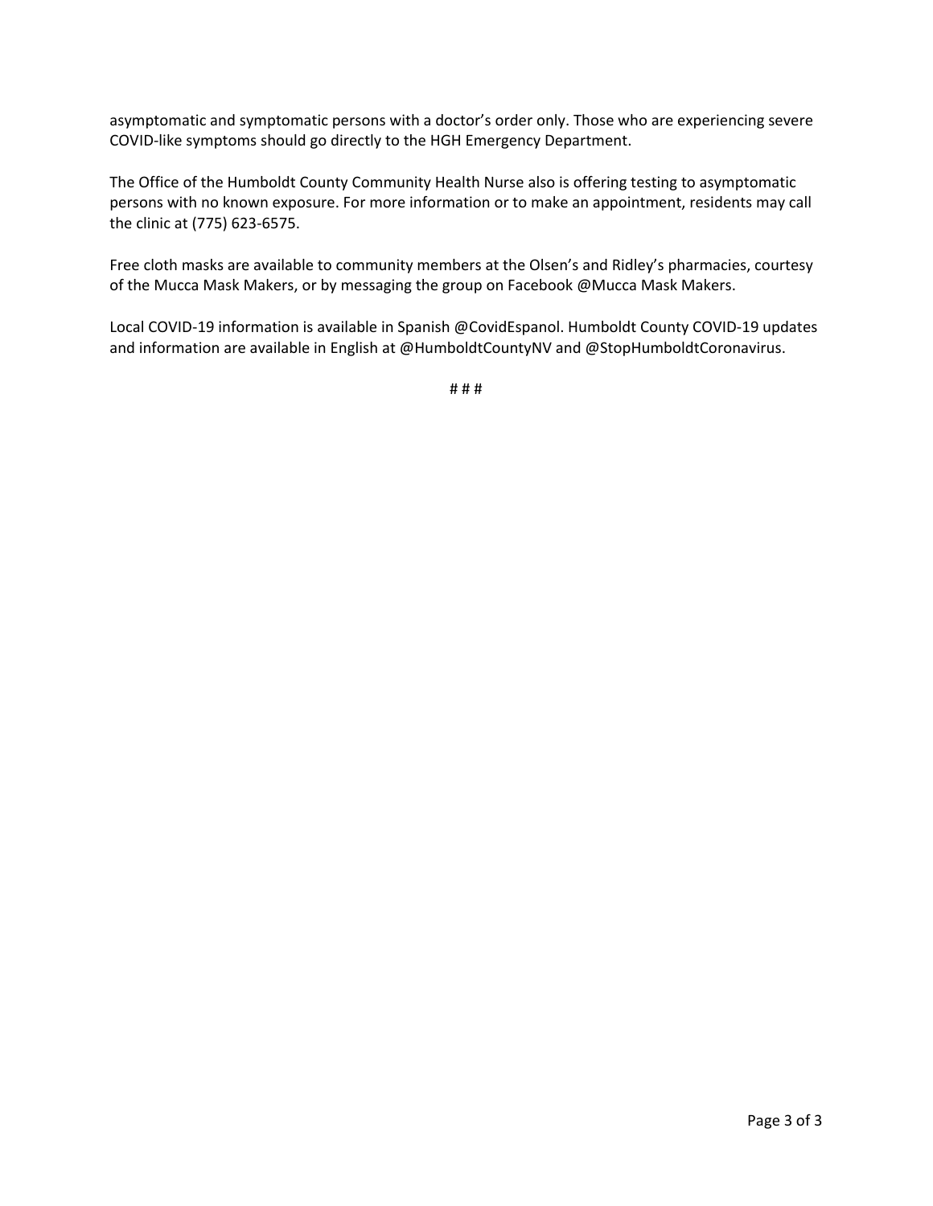asymptomatic and symptomatic persons with a doctor's order only. Those who are experiencing severe COVID-like symptoms should go directly to the HGH Emergency Department.

The Office of the Humboldt County Community Health Nurse also is offering testing to asymptomatic persons with no known exposure. For more information or to make an appointment, residents may call the clinic at (775) 623-6575.

Free cloth masks are available to community members at the Olsen's and Ridley's pharmacies, courtesy of the Mucca Mask Makers, or by messaging the group on Facebook @Mucca Mask Makers.

Local COVID-19 information is available in Spanish @CovidEspanol. Humboldt County COVID-19 updates and information are available in English at @HumboldtCountyNV and @StopHumboldtCoronavirus.

# # #